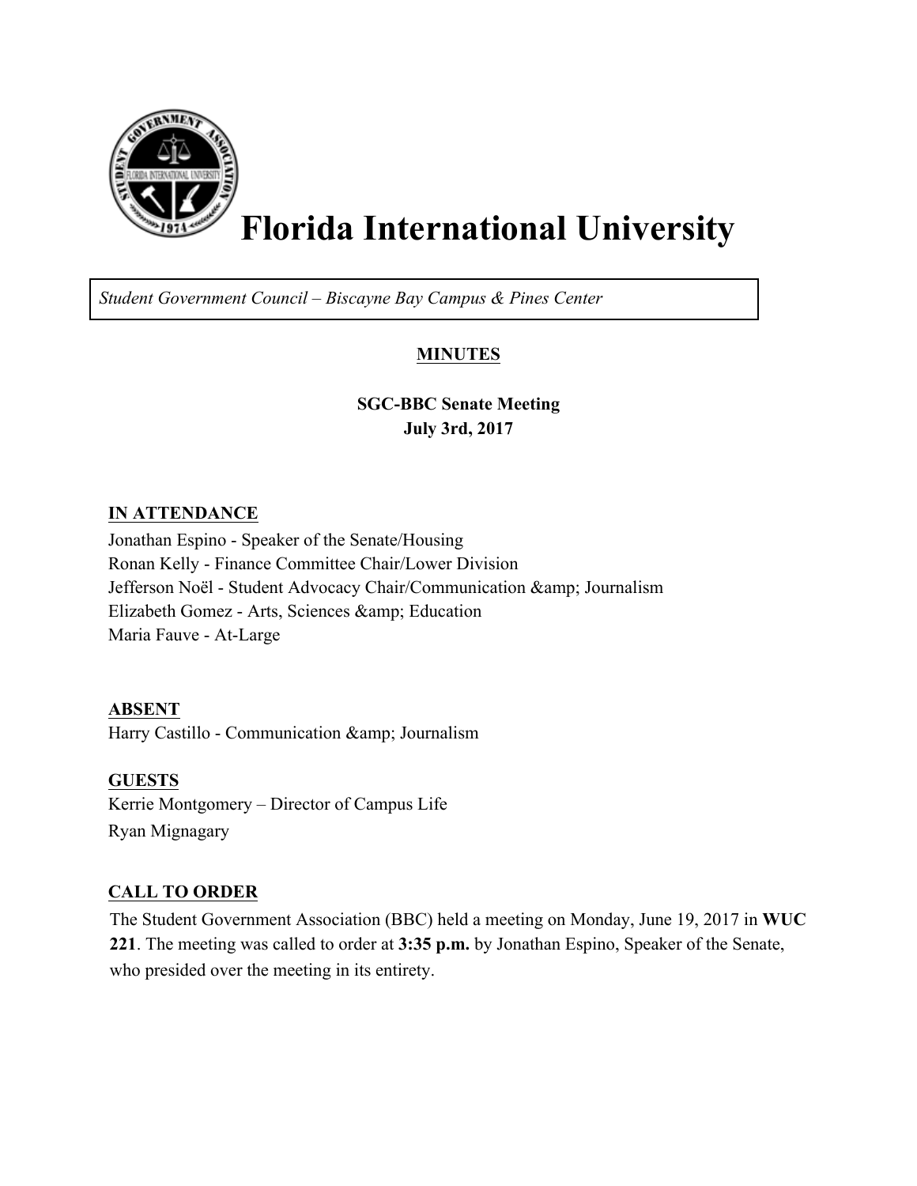# Florida International University

*Student Government Council – Biscayne Bay Campus & Pines Center*

**MINUTES**

**SGC-BBC Senate Meeting**
**July 3rd, 2017**

**IN ATTENDANCE**

Jonathan Espino - Speaker of the Senate/Housing
Ronan Kelly - Finance Committee Chair/Lower Division
Jefferson Noël - Student Advocacy Chair/Communication &amp; Journalism
Elizabeth Gomez - Arts, Sciences &amp; Education
Maria Fauve - At-Large

**ABSENT**

Harry Castillo - Communication &amp; Journalism

**GUESTS**

Kerrie Montgomery – Director of Campus Life
Ryan Mignagary

**CALL TO ORDER**

The Student Government Association (BBC) held a meeting on Monday, June 19, 2017 in **WUC 221**. The meeting was called to order at **3:35 p.m.** by Jonathan Espino, Speaker of the Senate, who presided over the meeting in its entirety.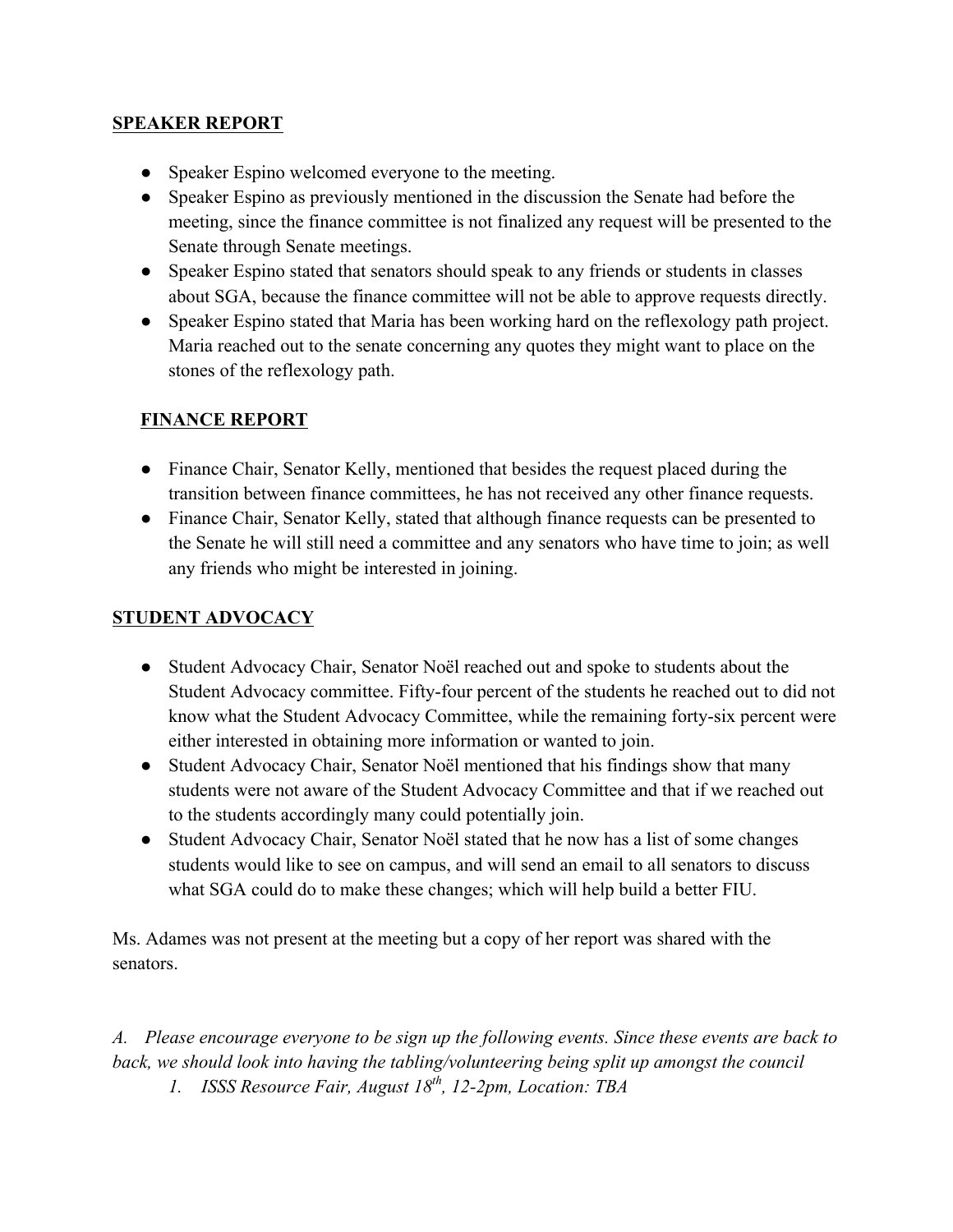**SPEAKER REPORT**

- Speaker Espino welcomed everyone to the meeting.
- Speaker Espino as previously mentioned in the discussion the Senate had before the meeting, since the finance committee is not finalized any request will be presented to the Senate through Senate meetings.
- Speaker Espino stated that senators should speak to any friends or students in classes about SGA, because the finance committee will not be able to approve requests directly.
- Speaker Espino stated that Maria has been working hard on the reflexology path project. Maria reached out to the senate concerning any quotes they might want to place on the stones of the reflexology path.

**FINANCE REPORT**

- Finance Chair, Senator Kelly, mentioned that besides the request placed during the transition between finance committees, he has not received any other finance requests.
- Finance Chair, Senator Kelly, stated that although finance requests can be presented to the Senate he will still need a committee and any senators who have time to join; as well any friends who might be interested in joining.

**STUDENT ADVOCACY**

- Student Advocacy Chair, Senator Noël reached out and spoke to students about the Student Advocacy committee. Fifty-four percent of the students he reached out to did not know what the Student Advocacy Committee, while the remaining forty-six percent were either interested in obtaining more information or wanted to join.
- Student Advocacy Chair, Senator Noël mentioned that his findings show that many students were not aware of the Student Advocacy Committee and that if we reached out to the students accordingly many could potentially join.
- Student Advocacy Chair, Senator Noël stated that he now has a list of some changes students would like to see on campus, and will send an email to all senators to discuss what SGA could do to make these changes; which will help build a better FIU.

Ms. Adames was not present at the meeting but a copy of her report was shared with the senators.

*A. Please encourage everyone to be sign up the following events. Since these events are back to back, we should look into having the tabling/volunteering being split up amongst the council*

1. *ISSS Resource Fair, August 18th, 12-2pm, Location: TBA*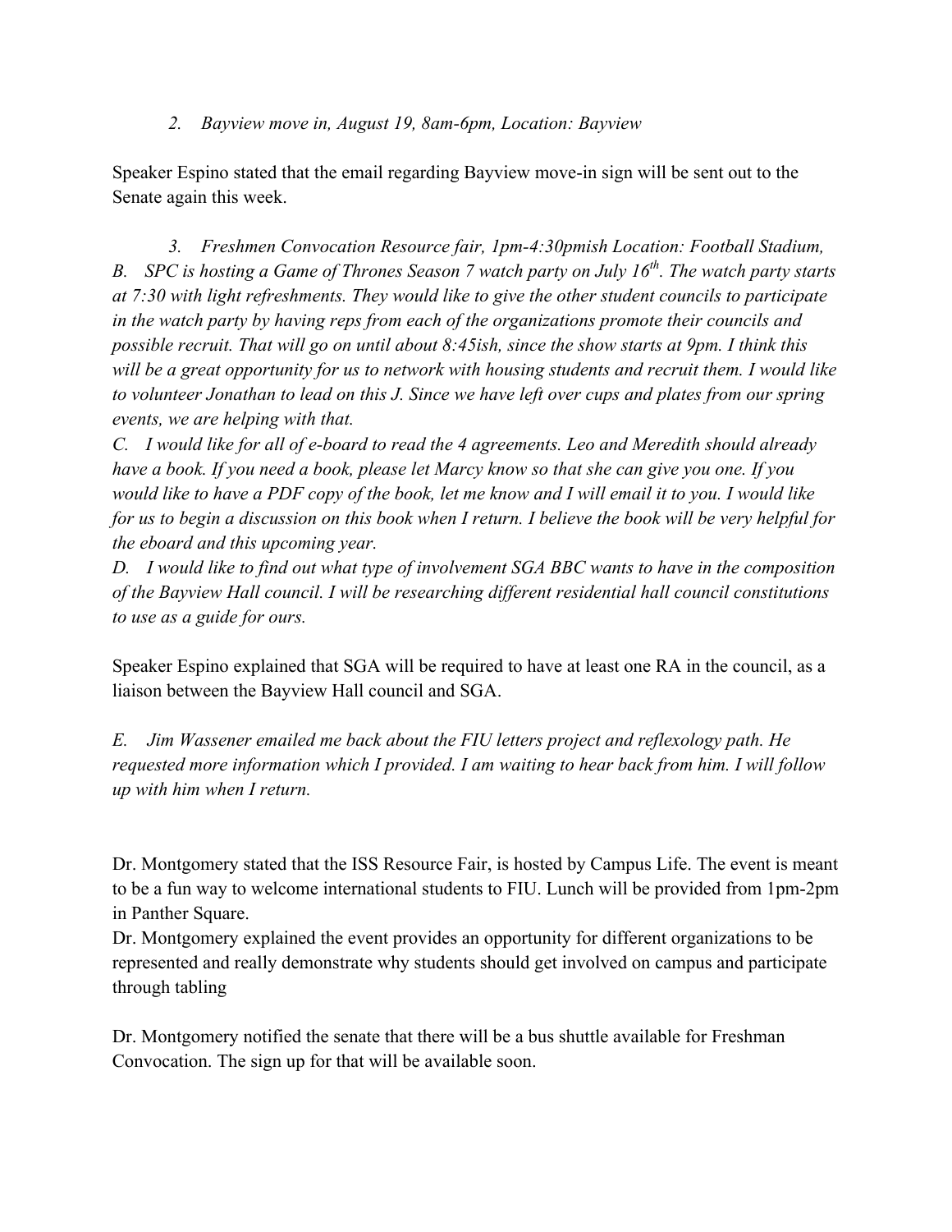*2. Bayview move in, August 19, 8am-6pm, Location: Bayview*

Speaker Espino stated that the email regarding Bayview move-in sign will be sent out to the Senate again this week.

*3. Freshmen Convocation Resource fair, 1pm-4:30pmish Location: Football Stadium,*
*B. SPC is hosting a Game of Thrones Season 7 watch party on July 16th. The watch party starts at 7:30 with light refreshments. They would like to give the other student councils to participate in the watch party by having reps from each of the organizations promote their councils and possible recruit. That will go on until about 8:45ish, since the show starts at 9pm. I think this will be a great opportunity for us to network with housing students and recruit them. I would like to volunteer Jonathan to lead on this J. Since we have left over cups and plates from our spring events, we are helping with that.*
*C. I would like for all of e-board to read the 4 agreements. Leo and Meredith should already have a book. If you need a book, please let Marcy know so that she can give you one. If you would like to have a PDF copy of the book, let me know and I will email it to you. I would like for us to begin a discussion on this book when I return. I believe the book will be very helpful for the eboard and this upcoming year.*
*D. I would like to find out what type of involvement SGA BBC wants to have in the composition of the Bayview Hall council. I will be researching different residential hall council constitutions to use as a guide for ours.*

Speaker Espino explained that SGA will be required to have at least one RA in the council, as a liaison between the Bayview Hall council and SGA.

*E. Jim Wassener emailed me back about the FIU letters project and reflexology path. He requested more information which I provided. I am waiting to hear back from him. I will follow up with him when I return.*

Dr. Montgomery stated that the ISS Resource Fair, is hosted by Campus Life. The event is meant to be a fun way to welcome international students to FIU. Lunch will be provided from 1pm-2pm in Panther Square.
Dr. Montgomery explained the event provides an opportunity for different organizations to be represented and really demonstrate why students should get involved on campus and participate through tabling

Dr. Montgomery notified the senate that there will be a bus shuttle available for Freshman Convocation. The sign up for that will be available soon.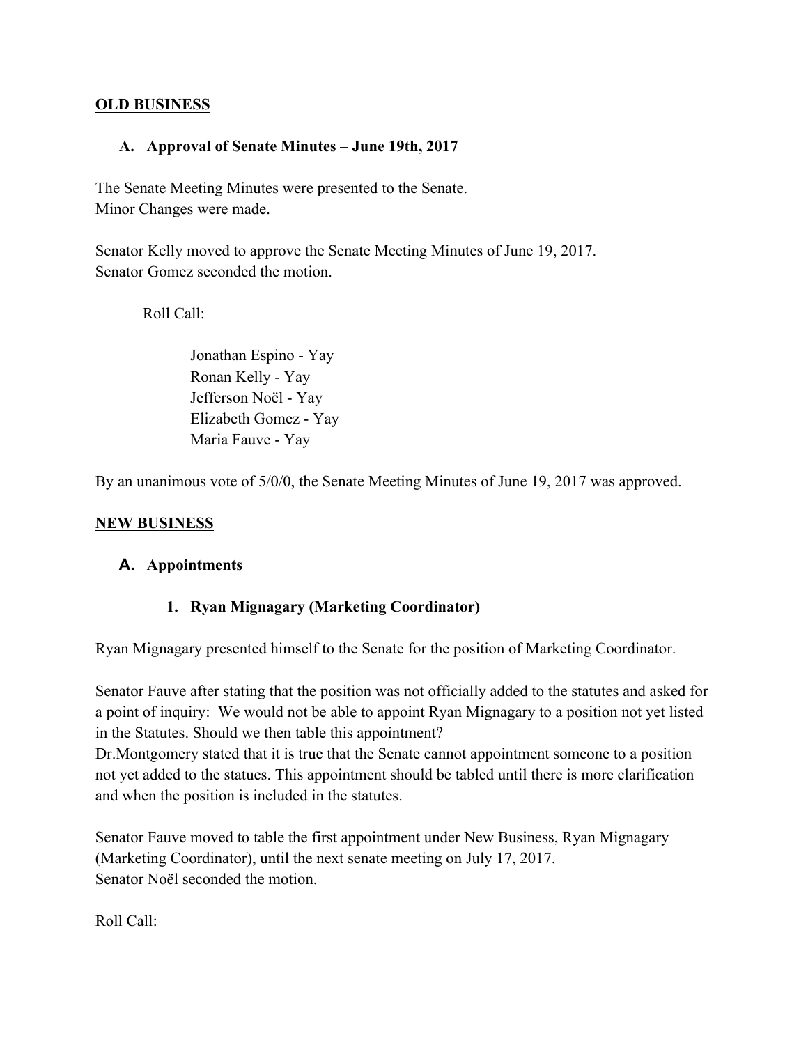**OLD BUSINESS**

**A. Approval of Senate Minutes – June 19th, 2017**

The Senate Meeting Minutes were presented to the Senate.
Minor Changes were made.

Senator Kelly moved to approve the Senate Meeting Minutes of June 19, 2017.
Senator Gomez seconded the motion.

Roll Call:

Jonathan Espino - Yay
Ronan Kelly - Yay
Jefferson Noël - Yay
Elizabeth Gomez - Yay
Maria Fauve - Yay

By an unanimous vote of 5/0/0, the Senate Meeting Minutes of June 19, 2017 was approved.

**NEW BUSINESS**

**A. Appointments**

**1. Ryan Mignagary (Marketing Coordinator)**

Ryan Mignagary presented himself to the Senate for the position of Marketing Coordinator.

Senator Fauve after stating that the position was not officially added to the statutes and asked for a point of inquiry: We would not be able to appoint Ryan Mignagary to a position not yet listed in the Statutes. Should we then table this appointment?
Dr.Montgomery stated that it is true that the Senate cannot appointment someone to a position not yet added to the statues. This appointment should be tabled until there is more clarification and when the position is included in the statutes.

Senator Fauve moved to table the first appointment under New Business, Ryan Mignagary (Marketing Coordinator), until the next senate meeting on July 17, 2017.
Senator Noël seconded the motion.

Roll Call: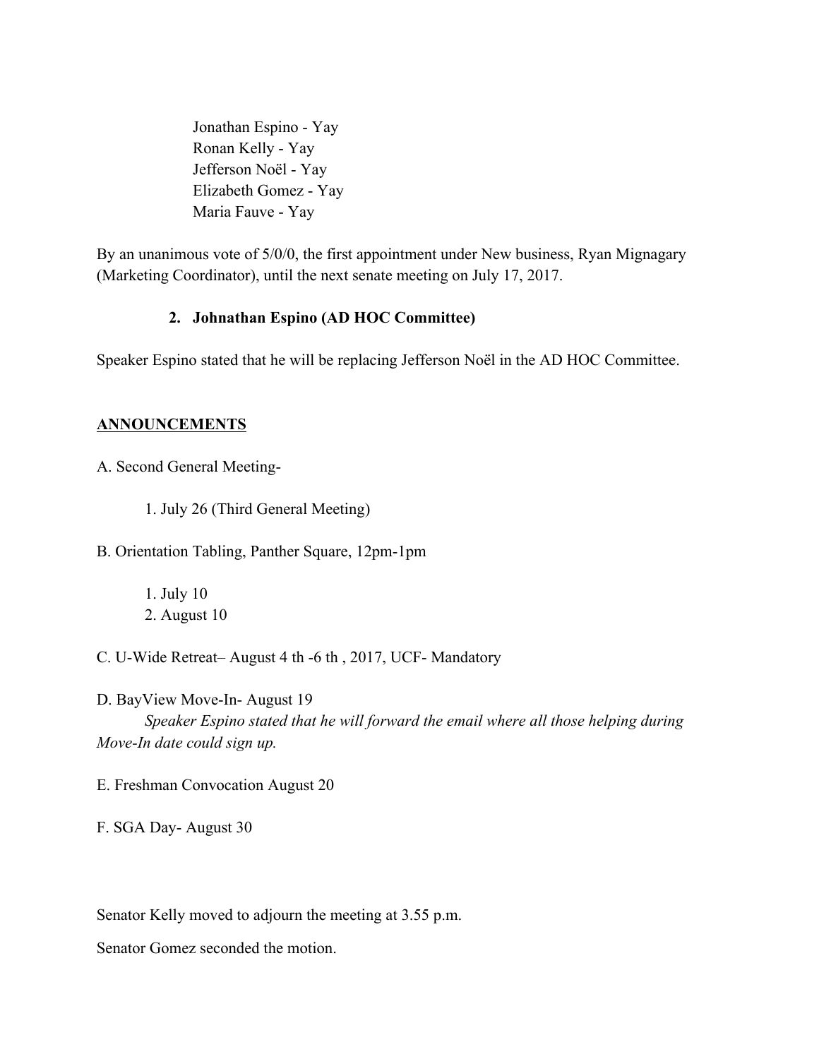Jonathan Espino - Yay
Ronan Kelly - Yay
Jefferson Noël - Yay
Elizabeth Gomez - Yay
Maria Fauve - Yay

By an unanimous vote of 5/0/0, the first appointment under New business, Ryan Mignagary (Marketing Coordinator), until the next senate meeting on July 17, 2017.

2. **Johnathan Espino (AD HOC Committee)**

Speaker Espino stated that he will be replacing Jefferson Noël in the AD HOC Committee.

## ANNOUNCEMENTS

A. Second General Meeting-

1. July 26 (Third General Meeting)

B. Orientation Tabling, Panther Square, 12pm-1pm

1. July 10
2. August 10

C. U-Wide Retreat– August 4 th -6 th , 2017, UCF- Mandatory

D. BayView Move-In- August 19

*Speaker Espino stated that he will forward the email where all those helping during Move-In date could sign up.*

E. Freshman Convocation August 20

F. SGA Day- August 30

Senator Kelly moved to adjourn the meeting at 3.55 p.m.

Senator Gomez seconded the motion.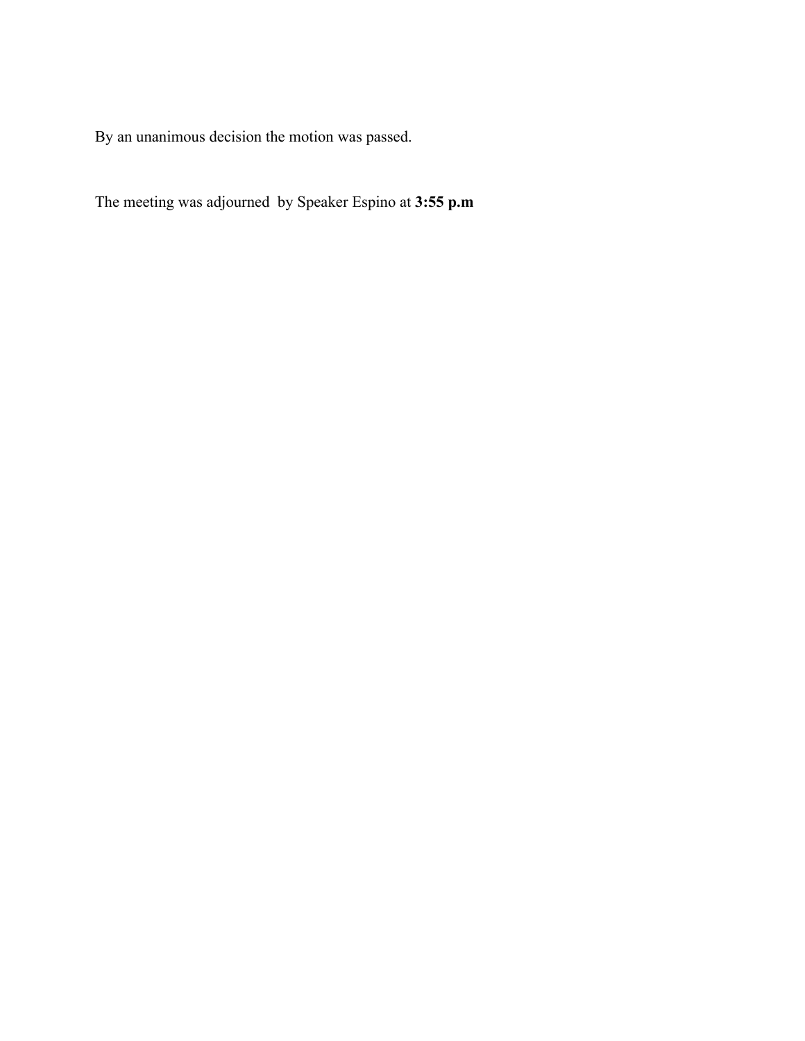By an unanimous decision the motion was passed.

The meeting was adjourned by Speaker Espino at **3:55 p.m**